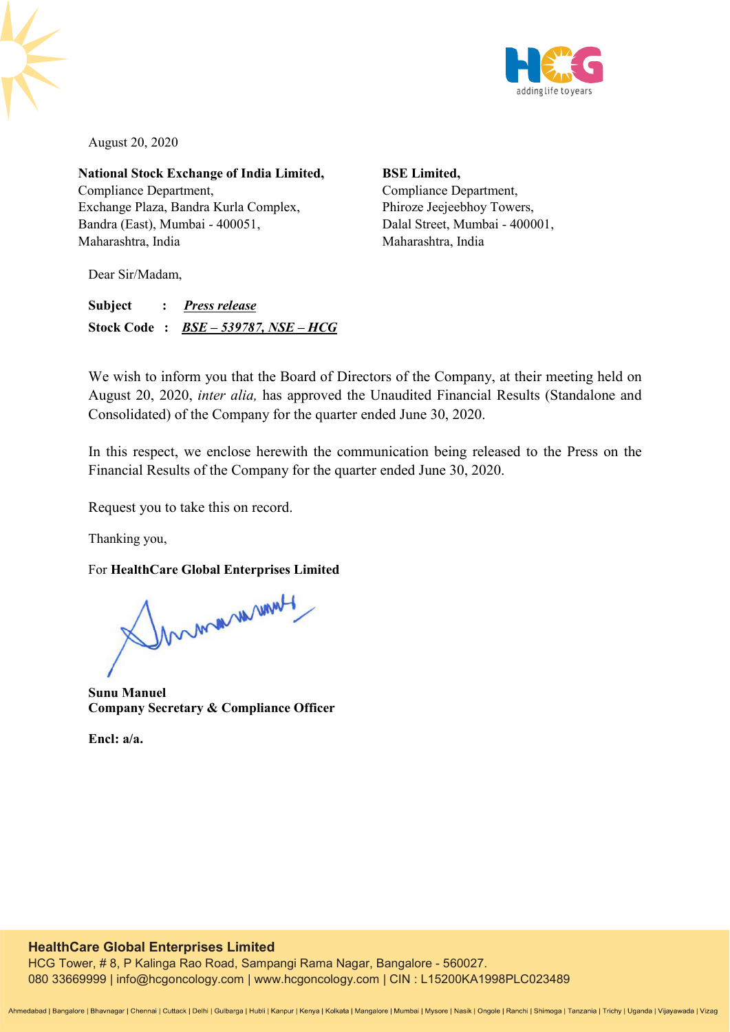August 20, 2020

**National Stock Exchange of India Limited,**
Compliance Department,
Exchange Plaza, Bandra Kurla Complex,
Bandra (East), Mumbai - 400051,
Maharashtra, India

**BSE Limited,**
Compliance Department,
Phiroze Jeejeebhoy Towers,
Dalal Street, Mumbai - 400001,
Maharashtra, India

Dear Sir/Madam,

**Subject : *Press release***
**Stock Code : *BSE – 539787, NSE – HCG***

We wish to inform you that the Board of Directors of the Company, at their meeting held on August 20, 2020, *inter alia,* has approved the Unaudited Financial Results (Standalone and Consolidated) of the Company for the quarter ended June 30, 2020.

In this respect, we enclose herewith the communication being released to the Press on the Financial Results of the Company for the quarter ended June 30, 2020.

Request you to take this on record.

Thanking you,

For **HealthCare Global Enterprises Limited**

**Sunu Manuel**
**Company Secretary & Compliance Officer**

**Encl: a/a.**

**HealthCare Global Enterprises Limited**
HCG Tower, # 8, P Kalinga Rao Road, Sampangi Rama Nagar, Bangalore - 560027.
080 33669999 | info@hcgoncology.com | www.hcgoncology.com | CIN : L15200KA1998PLC023489

Ahmedabad | Bangalore | Bhavnagar | Chennai | Cuttack | Delhi | Gulbarga | Hubli | Kanpur | Kenya | Kolkata | Mangalore | Mumbai | Mysore | Nasik | Ongole | Ranchi | Shimoga | Tanzania | Trichy | Uganda | Vijayawada | Vizag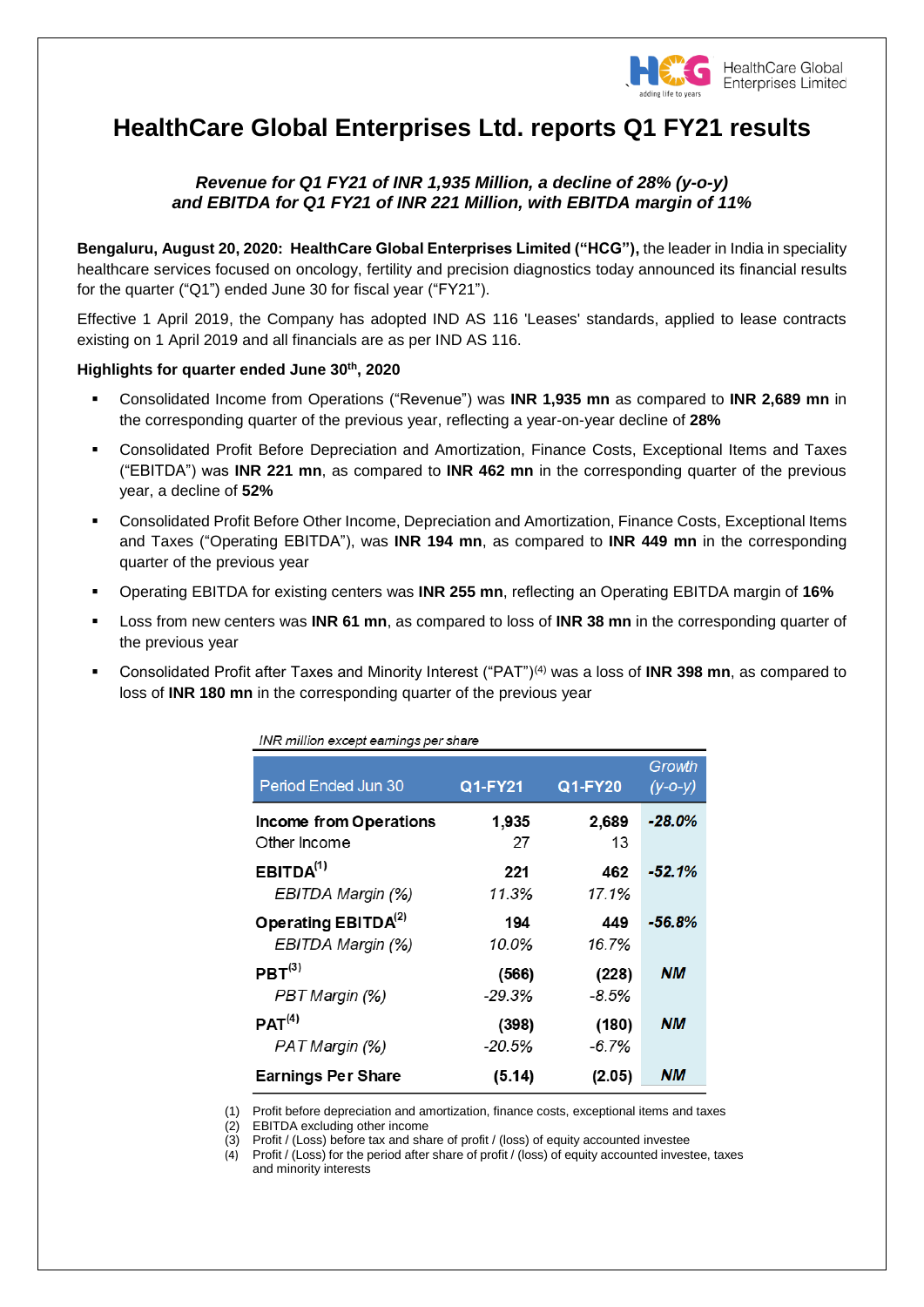# HealthCare Global Enterprises Ltd. reports Q1 FY21 results

***Revenue for Q1 FY21 of INR 1,935 Million, a decline of 28% (y-o-y) and EBITDA for Q1 FY21 of INR 221 Million, with EBITDA margin of 11%***

**Bengaluru, August 20, 2020: HealthCare Global Enterprises Limited ("HCG"),** the leader in India in speciality healthcare services focused on oncology, fertility and precision diagnostics today announced its financial results for the quarter ("Q1") ended June 30 for fiscal year ("FY21").

Effective 1 April 2019, the Company has adopted IND AS 116 'Leases' standards, applied to lease contracts existing on 1 April 2019 and all financials are as per IND AS 116.

**Highlights for quarter ended June 30th, 2020**

- Consolidated Income from Operations ("Revenue") was **INR 1,935 mn** as compared to **INR 2,689 mn** in the corresponding quarter of the previous year, reflecting a year-on-year decline of **28%**
- Consolidated Profit Before Depreciation and Amortization, Finance Costs, Exceptional Items and Taxes ("EBITDA") was **INR 221 mn**, as compared to **INR 462 mn** in the corresponding quarter of the previous year, a decline of **52%**
- Consolidated Profit Before Other Income, Depreciation and Amortization, Finance Costs, Exceptional Items and Taxes ("Operating EBITDA"), was **INR 194 mn**, as compared to **INR 449 mn** in the corresponding quarter of the previous year
- Operating EBITDA for existing centers was **INR 255 mn**, reflecting an Operating EBITDA margin of **16%**
- Loss from new centers was **INR 61 mn**, as compared to loss of **INR 38 mn** in the corresponding quarter of the previous year
- Consolidated Profit after Taxes and Minority Interest ("PAT")(4) was a loss of **INR 398 mn**, as compared to loss of **INR 180 mn** in the corresponding quarter of the previous year

*INR million except earnings per share*

| Period Ended Jun 30 | Q1-FY21 | Q1-FY20 | Growth (y-o-y) |
|---|---|---|---|
| **Income from Operations** | 1,935 | 2,689 | -28.0% |
| Other Income | 27 | 13 | |
| **EBITDA(1)** | 221 | 462 | -52.1% |
| *EBITDA Margin (%)* | 11.3% | 17.1% | |
| **Operating EBITDA(2)** | 194 | 449 | -56.8% |
| *EBITDA Margin (%)* | 10.0% | 16.7% | |
| **PBT(3)** | (566) | (228) | NM |
| *PBT Margin (%)* | -29.3% | -8.5% | |
| **PAT(4)** | (398) | (180) | NM |
| *PAT Margin (%)* | -20.5% | -6.7% | |
| **Earnings Per Share** | (5.14) | (2.05) | NM |

(1) Profit before depreciation and amortization, finance costs, exceptional items and taxes
(2) EBITDA excluding other income
(3) Profit / (Loss) before tax and share of profit / (loss) of equity accounted investee
(4) Profit / (Loss) for the period after share of profit / (loss) of equity accounted investee, taxes and minority interests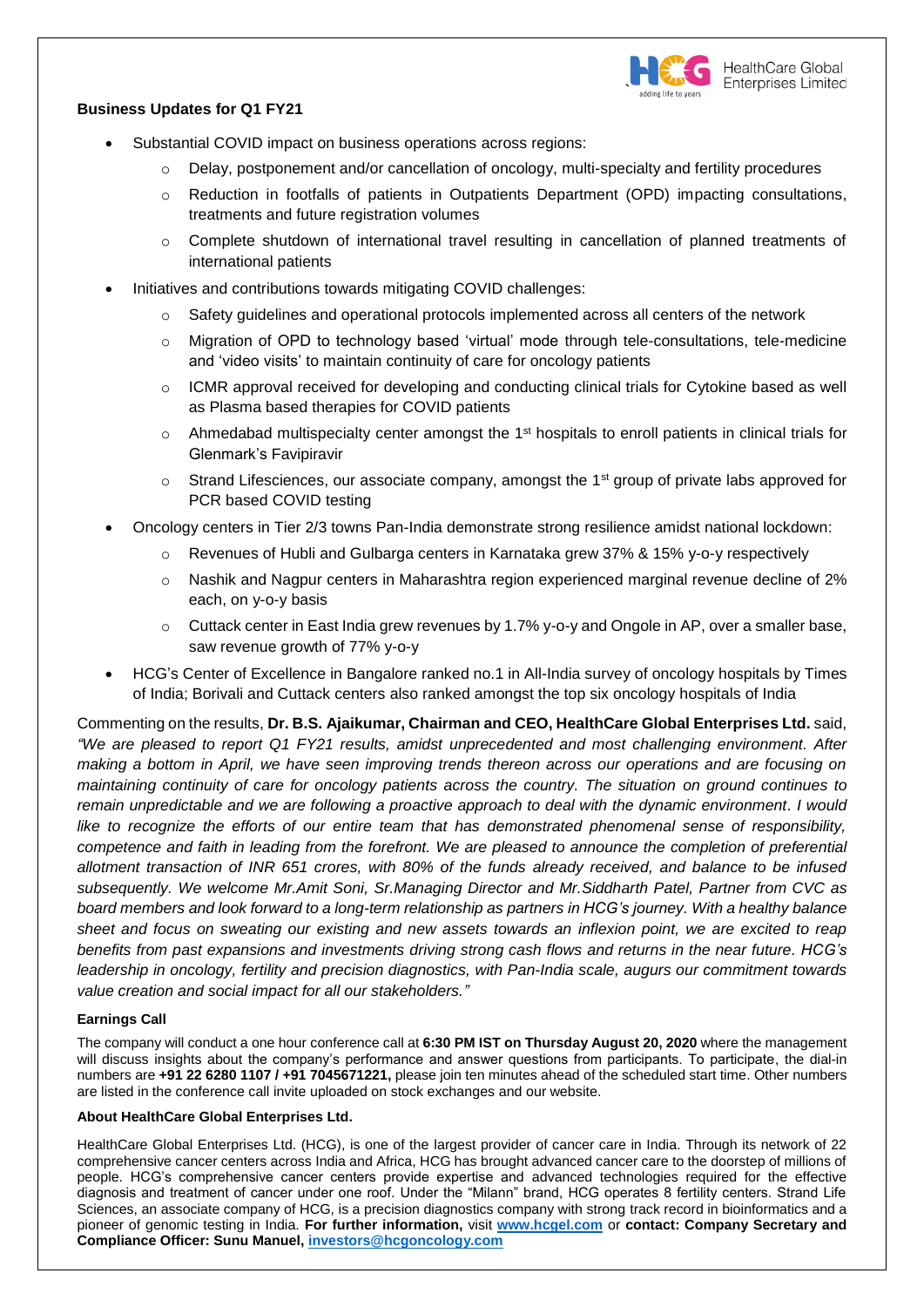## Business Updates for Q1 FY21

- Substantial COVID impact on business operations across regions:
  - Delay, postponement and/or cancellation of oncology, multi-specialty and fertility procedures
  - Reduction in footfalls of patients in Outpatients Department (OPD) impacting consultations, treatments and future registration volumes
  - Complete shutdown of international travel resulting in cancellation of planned treatments of international patients
- Initiatives and contributions towards mitigating COVID challenges:
  - Safety guidelines and operational protocols implemented across all centers of the network
  - Migration of OPD to technology based 'virtual' mode through tele-consultations, tele-medicine and 'video visits' to maintain continuity of care for oncology patients
  - ICMR approval received for developing and conducting clinical trials for Cytokine based as well as Plasma based therapies for COVID patients
  - Ahmedabad multispecialty center amongst the 1st hospitals to enroll patients in clinical trials for Glenmark's Favipiravir
  - Strand Lifesciences, our associate company, amongst the 1st group of private labs approved for PCR based COVID testing
- Oncology centers in Tier 2/3 towns Pan-India demonstrate strong resilience amidst national lockdown:
  - Revenues of Hubli and Gulbarga centers in Karnataka grew 37% & 15% y-o-y respectively
  - Nashik and Nagpur centers in Maharashtra region experienced marginal revenue decline of 2% each, on y-o-y basis
  - Cuttack center in East India grew revenues by 1.7% y-o-y and Ongole in AP, over a smaller base, saw revenue growth of 77% y-o-y
- HCG's Center of Excellence in Bangalore ranked no.1 in All-India survey of oncology hospitals by Times of India; Borivali and Cuttack centers also ranked amongst the top six oncology hospitals of India

Commenting on the results, **Dr. B.S. Ajaikumar, Chairman and CEO, HealthCare Global Enterprises Ltd.** said, *"We are pleased to report Q1 FY21 results, amidst unprecedented and most challenging environment. After making a bottom in April, we have seen improving trends thereon across our operations and are focusing on maintaining continuity of care for oncology patients across the country. The situation on ground continues to remain unpredictable and we are following a proactive approach to deal with the dynamic environment. I would like to recognize the efforts of our entire team that has demonstrated phenomenal sense of responsibility, competence and faith in leading from the forefront. We are pleased to announce the completion of preferential allotment transaction of INR 651 crores, with 80% of the funds already received, and balance to be infused subsequently. We welcome Mr.Amit Soni, Sr.Managing Director and Mr.Siddharth Patel, Partner from CVC as board members and look forward to a long-term relationship as partners in HCG's journey. With a healthy balance sheet and focus on sweating our existing and new assets towards an inflexion point, we are excited to reap benefits from past expansions and investments driving strong cash flows and returns in the near future. HCG's leadership in oncology, fertility and precision diagnostics, with Pan-India scale, augurs our commitment towards value creation and social impact for all our stakeholders."*

#### Earnings Call

The company will conduct a one hour conference call at **6:30 PM IST on Thursday August 20, 2020** where the management will discuss insights about the company's performance and answer questions from participants. To participate, the dial-in numbers are **+91 22 6280 1107 / +91 7045671221,** please join ten minutes ahead of the scheduled start time. Other numbers are listed in the conference call invite uploaded on stock exchanges and our website.

#### About HealthCare Global Enterprises Ltd.

HealthCare Global Enterprises Ltd. (HCG), is one of the largest provider of cancer care in India. Through its network of 22 comprehensive cancer centers across India and Africa, HCG has brought advanced cancer care to the doorstep of millions of people. HCG's comprehensive cancer centers provide expertise and advanced technologies required for the effective diagnosis and treatment of cancer under one roof. Under the "Milann" brand, HCG operates 8 fertility centers. Strand Life Sciences, an associate company of HCG, is a precision diagnostics company with strong track record in bioinformatics and a pioneer of genomic testing in India. **For further information,** visit **www.hcgel.com** or **contact: Company Secretary and Compliance Officer: Sunu Manuel, investors@hcgoncology.com**